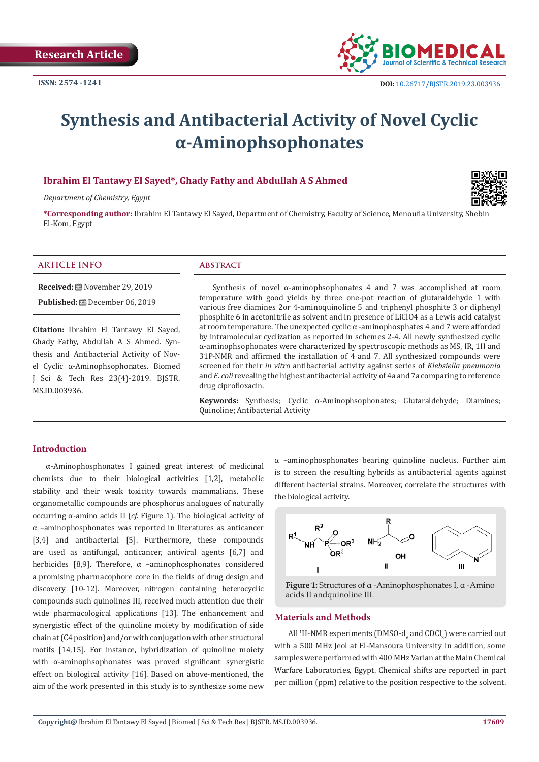Research Article

ISSN: 2574 -1241

DOI: 10.26717/BJSTR.2019.23.003936

# Synthesis and Antibacterial Activity of Novel Cyclic α-Aminophsophonates

**Ibrahim El Tantawy El Sayed\*, Ghady Fathy and Abdullah A S Ahmed**

*Department of Chemistry, Egypt*

**\*Corresponding author:** Ibrahim El Tantawy El Sayed, Department of Chemistry, Faculty of Science, Menoufia University, Shebin El-Kom, Egypt

## ARTICLE INFO

**Received:** November 29, 2019

**Published:** December 06, 2019

**Citation:** Ibrahim El Tantawy El Sayed, Ghady Fathy, Abdullah A S Ahmed. Synthesis and Antibacterial Activity of Novel Cyclic α-Aminophsophonates. Biomed J Sci & Tech Res 23(4)-2019. BJSTR. MS.ID.003936.

## Abstract

Synthesis of novel α-aminophsophonates 4 and 7 was accomplished at room temperature with good yields by three one-pot reaction of glutaraldehyde 1 with various free diamines 2or 4-aminoquinoline 5 and triphenyl phosphite 3 or diphenyl phosphite 6 in acetonitrile as solvent and in presence of $LiClO4$ as a Lewis acid catalyst at room temperature. The unexpected cyclic α -aminophosphates 4 and 7 were afforded by intramolecular cyclization as reported in schemes 2-4. All newly synthesized cyclic α-aminophsophonates were characterized by spectroscopic methods as MS, IR, 1H and 31P-NMR and affirmed the installation of 4 and 7. All synthesized compounds were screened for their *in vitro* antibacterial activity against series of *Klebsiella pneumonia* and *E. coli* revealing the highest antibacterial activity of 4a and 7a comparing to reference drug ciprofloxacin.

**Keywords:** Synthesis; Cyclic α-Aminophsophonates; Glutaraldehyde; Diamines; Quinoline; Antibacterial Activity

## Introduction

α-Aminophosphonates I gained great interest of medicinal chemists due to their biological activities [1,2], metabolic stability and their weak toxicity towards mammalians. These organometallic compounds are phosphorus analogues of naturally occurring α-amino acids II (*cf.* Figure 1). The biological activity of α –aminophosphonates was reported in literatures as anticancer [3,4] and antibacterial [5]. Furthermore, these compounds are used as antifungal, anticancer, antiviral agents [6,7] and herbicides [8,9]. Therefore, α –aminophosphonates considered a promising pharmacophore core in the fields of drug design and discovery [10-12]. Moreover, nitrogen containing heterocyclic compounds such quinolines III, received much attention due their wide pharmacological applications [13]. The enhancement and synergistic effect of the quinoline moiety by modification of side chain at (C4 position) and/or with conjugation with other structural motifs [14,15]. For instance, hybridization of quinoline moiety with α-aminophsophonates was proved significant synergistic effect on biological activity [16]. Based on above-mentioned, the aim of the work presented in this study is to synthesize some new α –aminophosphonates bearing quinoline nucleus. Further aim is to screen the resulting hybrids as antibacterial agents against different bacterial strains. Moreover, correlate the structures with the biological activity.

**Figure 1:** Structures of α -Aminophosphonates I, α -Amino acids II andquinoline III.

## Materials and Methods

All [1]H-NMR experiments ($DMSO-d_6$ and $CDCl_3$) were carried out with a 500 MHz Jeol at El-Mansoura University in addition, some samples were performed with 400 MHz Varian at the Main Chemical Warfare Laboratories, Egypt. Chemical shifts are reported in part per million (ppm) relative to the position respective to the solvent.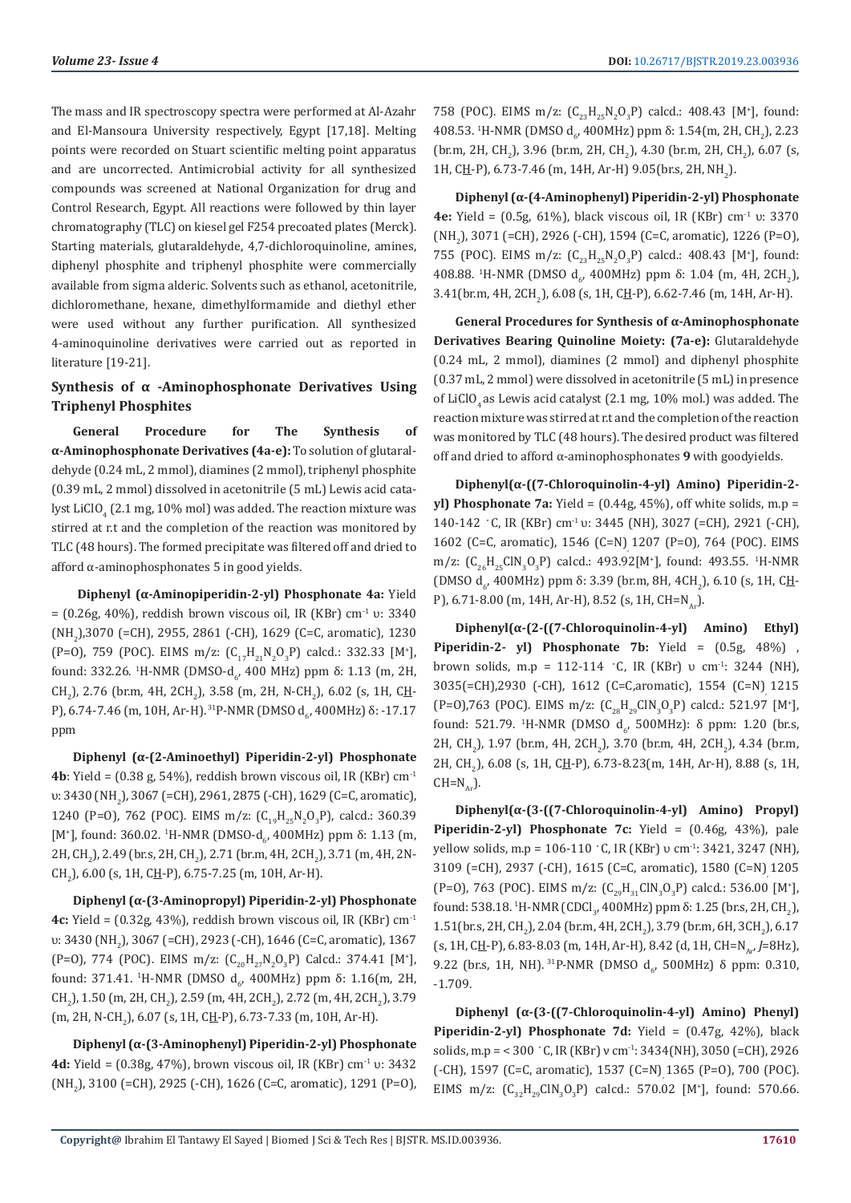The mass and IR spectroscopy spectra were performed at Al-Azahr and El-Mansoura University respectively, Egypt [17,18]. Melting points were recorded on Stuart scientific melting point apparatus and are uncorrected. Antimicrobial activity for all synthesized compounds was screened at National Organization for drug and Control Research, Egypt. All reactions were followed by thin layer chromatography (TLC) on kiesel gel F254 precoated plates (Merck). Starting materials, glutaraldehyde, 4,7-dichloroquinoline, amines, diphenyl phosphite and triphenyl phosphite were commercially available from sigma alderic. Solvents such as ethanol, acetonitrile, dichloromethane, hexane, dimethylformamide and diethyl ether were used without any further purification. All synthesized 4-aminoquinoline derivatives were carried out as reported in literature [19-21].

## Synthesis of α -Aminophosphonate Derivatives Using Triphenyl Phosphites

**General Procedure for The Synthesis of α-Aminophosphonate Derivatives (4a-e):** To solution of glutaraldehyde (0.24 mL, 2 mmol), diamines (2 mmol), triphenyl phosphite (0.39 mL, 2 mmol) dissolved in acetonitrile (5 mL) Lewis acid catalyst $LiClO_4$ (2.1 mg, 10% mol) was added. The reaction mixture was stirred at r.t and the completion of the reaction was monitored by TLC (48 hours). The formed precipitate was filtered off and dried to afford α-aminophosphonates 5 in good yields.

**Diphenyl (α-Aminopiperidin-2-yl) Phosphonate 4a:** Yield = (0.26g, 40%), reddish brown viscous oil, IR (KBr) cm$^{-1}$ υ: 3340 ($NH_2$),3070 (=CH), 2955, 2861 (-CH), 1629 (C=C, aromatic), 1230 (P=O), 759 (POC). EIMS m/z: ($C_{17}H_{21}N_2O_3P$) calcd.: 332.33 [$M^+$], found: 332.26. $^1$H-NMR (DMSO-$d_6$, 400 MHz) ppm δ: 1.13 (m, 2H, $CH_2$), 2.76 (br.m, 4H, 2$CH_2$), 3.58 (m, 2H, N-$CH_2$), 6.02 (s, 1H, C<u>H</u>-P), 6.74-7.46 (m, 10H, Ar-H). $^{31}$P-NMR (DMSO $d_6$, 400MHz) δ: -17.17 ppm

**Diphenyl (α-(2-Aminoethyl) Piperidin-2-yl) Phosphonate 4b**: Yield = (0.38 g, 54%), reddish brown viscous oil, IR (KBr) cm$^{-1}$ υ: 3430 ($NH_2$), 3067 (=CH), 2961, 2875 (-CH), 1629 (C=C, aromatic), 1240 (P=O), 762 (POC). EIMS m/z: ($C_{19}H_{25}N_2O_3P$), calcd.: 360.39 [$M^+$], found: 360.02. $^1$H-NMR (DMSO-$d_6$, 400MHz) ppm δ: 1.13 (m, 2H, $CH_2$), 2.49 (br.s, 2H, $CH_2$), 2.71 (br.m, 4H, 2$CH_2$), 3.71 (m, 4H, 2N-$CH_2$), 6.00 (s, 1H, C<u>H</u>-P), 6.75-7.25 (m, 10H, Ar-H).

**Diphenyl (α-(3-Aminopropyl) Piperidin-2-yl) Phosphonate 4c:** Yield = (0.32g, 43%), reddish brown viscous oil, IR (KBr) cm$^{-1}$ υ: 3430 ($NH_2$), 3067 (=CH), 2923 (-CH), 1646 (C=C, aromatic), 1367 (P=O), 774 (POC). EIMS m/z: ($C_{20}H_{27}N_2O_3P$) Calcd.: 374.41 [$M^+$], found: 371.41. $^1$H-NMR (DMSO $d_6$, 400MHz) ppm δ: 1.16(m, 2H, $CH_2$), 1.50 (m, 2H, $CH_2$), 2.59 (m, 4H, 2$CH_2$), 2.72 (m, 4H, 2$CH_2$), 3.79 (m, 2H, N-$CH_2$), 6.07 (s, 1H, C<u>H</u>-P), 6.73-7.33 (m, 10H, Ar-H).

**Diphenyl (α-(3-Aminophenyl) Piperidin-2-yl) Phosphonate 4d:** Yield = (0.38g, 47%), brown viscous oil, IR (KBr) cm$^{-1}$ υ: 3432 ($NH_2$), 3100 (=CH), 2925 (-CH), 1626 (C=C, aromatic), 1291 (P=O), 758 (POC). EIMS m/z: ($C_{23}H_{25}N_2O_3P$) calcd.: 408.43 [$M^+$], found: 408.53. $^1$H-NMR (DMSO $d_6$, 400MHz) ppm δ: 1.54(m, 2H, $CH_2$), 2.23 (br.m, 2H, $CH_2$), 3.96 (br.m, 2H, $CH_2$), 4.30 (br.m, 2H, $CH_2$), 6.07 (s, 1H, C<u>H</u>-P), 6.73-7.46 (m, 14H, Ar-H) 9.05(br.s, 2H, $NH_2$).

**Diphenyl (α-(4-Aminophenyl) Piperidin-2-yl) Phosphonate 4e:** Yield = (0.5g, 61%), black viscous oil, IR (KBr) cm$^{-1}$ υ: 3370 ($NH_2$), 3071 (=CH), 2926 (-CH), 1594 (C=C, aromatic), 1226 (P=O), 755 (POC). EIMS m/z: ($C_{23}H_{25}N_2O_3P$) calcd.: 408.43 [$M^+$], found: 408.88. $^1$H-NMR (DMSO $d_6$, 400MHz) ppm δ: 1.04 (m, 4H, 2$CH_2$), 3.41(br.m, 4H, 2$CH_2$), 6.08 (s, 1H, C<u>H</u>-P), 6.62-7.46 (m, 14H, Ar-H).

**General Procedures for Synthesis of α-Aminophosphonate Derivatives Bearing Quinoline Moiety: (7a-e):** Glutaraldehyde (0.24 mL, 2 mmol), diamines (2 mmol) and diphenyl phosphite (0.37 mL, 2 mmol) were dissolved in acetonitrile (5 mL) in presence of $LiClO_4$ as Lewis acid catalyst (2.1 mg, 10% mol.) was added. The reaction mixture was stirred at r.t and the completion of the reaction was monitored by TLC (48 hours). The desired product was filtered off and dried to afford α-aminophosphonates **9** with goodyields.

**Diphenyl(α-((7-Chloroquinolin-4-yl) Amino) Piperidin-2-yl) Phosphonate 7a:** Yield = (0.44g, 45%), off white solids, m.p = 140-142 °C, IR (KBr) cm$^{-1}$ υ: 3445 (NH), 3027 (=CH), 2921 (-CH), 1602 (C=C, aromatic), 1546 (C=N) 1207 (P=O), 764 (POC). EIMS m/z: ($C_{26}H_{25}ClN_3O_3P$) calcd.: 493.92[$M^+$], found: 493.55. $^1$H-NMR (DMSO $d_6$, 400MHz) ppm δ: 3.39 (br.m, 8H, 4$CH_2$), 6.10 (s, 1H, C<u>H</u>-P), 6.71-8.00 (m, 14H, Ar-H), 8.52 (s, 1H, CH=$N_{Ar}$).

**Diphenyl(α-(2-((7-Chloroquinolin-4-yl) Amino) Ethyl) Piperidin-2- yl) Phosphonate 7b:** Yield = (0.5g, 48%) , brown solids, m.p = 112-114 °C, IR (KBr) υ cm$^{-1}$: 3244 (NH), 3035(=CH),2930 (-CH), 1612 (C=C,aromatic), 1554 (C=N) 1215 (P=O),763 (POC). EIMS m/z: ($C_{28}H_{29}ClN_3O_3P$) calcd.: 521.97 [$M^+$], found: 521.79. $^1$H-NMR (DMSO $d_6$, 500MHz): δ ppm: 1.20 (br.s, 2H, $CH_2$), 1.97 (br.m, 4H, 2$CH_2$), 3.70 (br.m, 4H, 2$CH_2$), 4.34 (br.m, 2H, $CH_2$), 6.08 (s, 1H, C<u>H</u>-P), 6.73-8.23(m, 14H, Ar-H), 8.88 (s, 1H, CH=$N_{Ar}$).

**Diphenyl(α-(3-((7-Chloroquinolin-4-yl) Amino) Propyl) Piperidin-2-yl) Phosphonate 7c:** Yield = (0.46g, 43%), pale yellow solids, m.p = 106-110 °C, IR (KBr) υ cm$^{-1}$: 3421, 3247 (NH), 3109 (=CH), 2937 (-CH), 1615 (C=C, aromatic), 1580 (C=N) 1205 (P=O), 763 (POC). EIMS m/z: ($C_{29}H_{31}ClN_3O_3P$) calcd.: 536.00 [$M^+$], found: 538.18. $^1$H-NMR ($CDCl_3$, 400MHz) ppm δ: 1.25 (br.s, 2H, $CH_2$), 1.51(br.s, 2H, $CH_2$), 2.04 (br.m, 4H, 2$CH_2$), 3.79 (br.m, 6H, 3$CH_2$), 6.17 (s, 1H, C<u>H</u>-P), 6.83-8.03 (m, 14H, Ar-H), 8.42 (d, 1H, CH=$N_{Ar}$, $J$=8Hz), 9.22 (br.s, 1H, NH). $^{31}$P-NMR (DMSO $d_6$, 500MHz) δ ppm: 0.310, -1.709.

**Diphenyl (α-(3-((7-Chloroquinolin-4-yl) Amino) Phenyl) Piperidin-2-yl) Phosphonate 7d:** Yield = (0.47g, 42%), black solids, m.p = < 300 °C, IR (KBr) ν cm$^{-1}$: 3434(NH), 3050 (=CH), 2926 (-CH), 1597 (C=C, aromatic), 1537 (C=N) 1365 (P=O), 700 (POC). EIMS m/z: ($C_{32}H_{29}ClN_3O_3P$) calcd.: 570.02 [$M^+$], found: 570.66.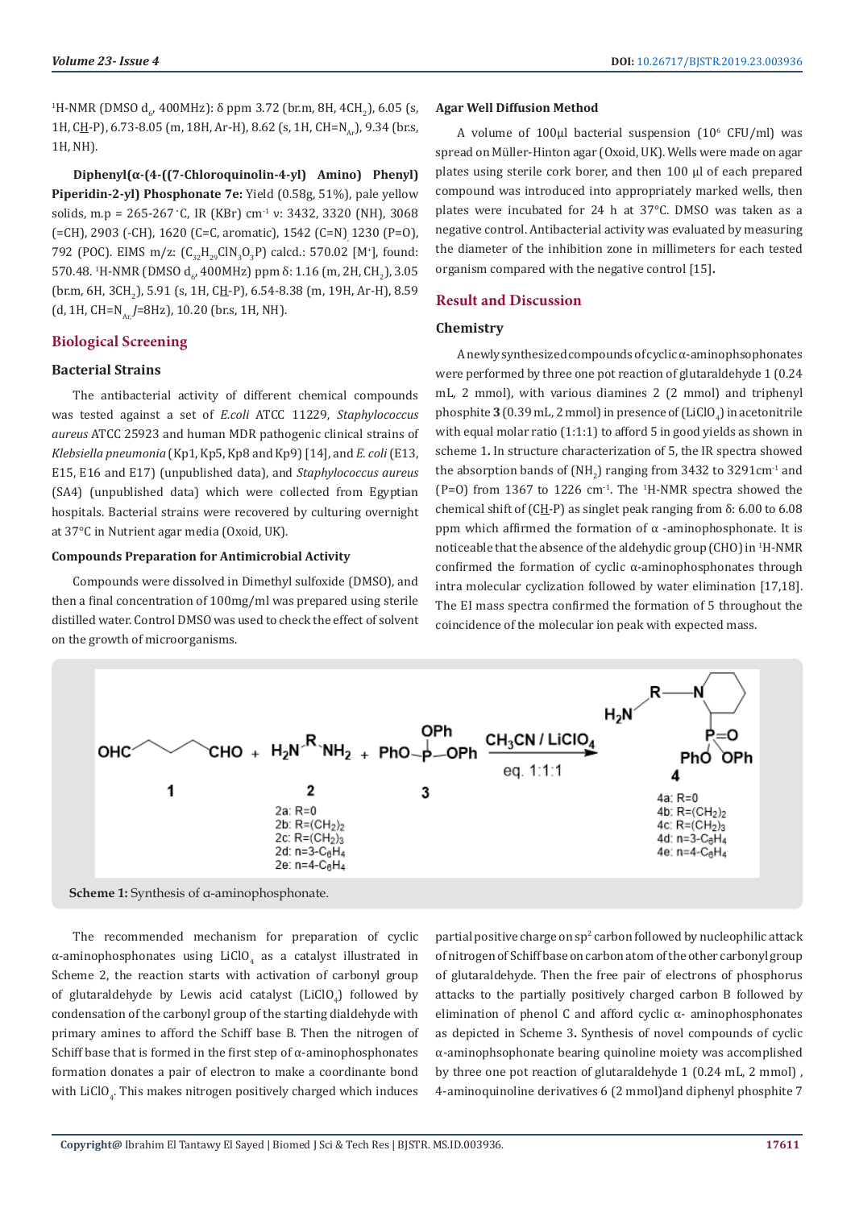$^1$H-NMR (DMSO $d_6$, 400MHz): δ ppm 3.72 (br.m, 8H, 4$CH_2$), 6.05 (s, 1H, C<u>H</u>-P), 6.73-8.05 (m, 18H, Ar-H), 8.62 (s, 1H, CH=$N_{Ar}$), 9.34 (br.s, 1H, NH).

**Diphenyl(α-(4-((7-Chloroquinolin-4-yl) Amino) Phenyl) Piperidin-2-yl) Phosphonate 7e:** Yield (0.58g, 51%), pale yellow solids, m.p = 265-267 °C, IR (KBr) cm$^{-1}$ ν: 3432, 3320 (NH), 3068 (=CH), 2903 (-CH), 1620 (C=C, aromatic), 1542 (C=N) 1230 (P=O), 792 (POC). EIMS m/z: ($C_{32}H_{29}ClN_3O_3P$) calcd.: 570.02 [M$^+$], found: 570.48. $^1$H-NMR (DMSO $d_6$, 400MHz) ppm δ: 1.16 (m, 2H, $CH_2$), 3.05 (br.m, 6H, 3$CH_2$), 5.91 (s, 1H, C<u>H</u>-P), 6.54-8.38 (m, 19H, Ar-H), 8.59 (d, 1H, CH=$N_{Ar}$, J=8Hz), 10.20 (br.s, 1H, NH).

## Biological Screening

### Bacterial Strains

The antibacterial activity of different chemical compounds was tested against a set of *E.coli* ATCC 11229, *Staphylococcus aureus* ATCC 25923 and human MDR pathogenic clinical strains of *Klebsiella pneumonia* (Kp1, Kp5, Kp8 and Kp9) [14], and *E. coli* (E13, E15, E16 and E17) (unpublished data), and *Staphylococcus aureus* (SA4) (unpublished data) which were collected from Egyptian hospitals. Bacterial strains were recovered by culturing overnight at 37°C in Nutrient agar media (Oxoid, UK).

#### Compounds Preparation for Antimicrobial Activity

Compounds were dissolved in Dimethyl sulfoxide (DMSO), and then a final concentration of 100mg/ml was prepared using sterile distilled water. Control DMSO was used to check the effect of solvent on the growth of microorganisms.

#### Agar Well Diffusion Method

A volume of 100μl bacterial suspension ($10^6$ CFU/ml) was spread on Müller-Hinton agar (Oxoid, UK). Wells were made on agar plates using sterile cork borer, and then 100 μl of each prepared compound was introduced into appropriately marked wells, then plates were incubated for 24 h at 37°C. DMSO was taken as a negative control. Antibacterial activity was evaluated by measuring the diameter of the inhibition zone in millimeters for each tested organism compared with the negative control [15].

## Result and Discussion

### Chemistry

A newly synthesized compounds of cyclic α-aminophsophonates were performed by three one pot reaction of glutaraldehyde 1 (0.24 mL, 2 mmol), with various diamines 2 (2 mmol) and triphenyl phosphite **3** (0.39 mL, 2 mmol) in presence of ($LiClO_4$) in acetonitrile with equal molar ratio (1:1:1) to afford 5 in good yields as shown in scheme 1. In structure characterization of 5, the IR spectra showed the absorption bands of ($NH_2$) ranging from 3432 to 3291cm$^{-1}$ and (P=O) from 1367 to 1226 cm$^{-1}$. The $^1$H-NMR spectra showed the chemical shift of (C<u>H</u>-P) as singlet peak ranging from δ: 6.00 to 6.08 ppm which affirmed the formation of α -aminophosphonate. It is noticeable that the absence of the aldehydic group (CHO) in $^1$H-NMR confirmed the formation of cyclic α-aminophosphonates through intra molecular cyclization followed by water elimination [17,18]. The EI mass spectra confirmed the formation of 5 throughout the coincidence of the molecular ion peak with expected mass.

OHC–$(CH_2)_3$–CHO (**1**) + $H_2N$–R–$NH_2$ (**2**) + $(PhO)_3P$ (**3**) $\xrightarrow[\text{eq. 1:1:1}]{CH_3CN\ /\ LiClO_4}$ **4**

2a: R=0; 2b: R=$(CH_2)_2$; 2c: R=$(CH_2)_3$; 2d: n=3-$C_6H_4$; 2e: n=4-$C_6H_4$

4a: R=0; 4b: R=$(CH_2)_2$; 4c: R=$(CH_2)_3$; 4d: n=3-$C_6H_4$; 4e: n=4-$C_6H_4$

**Scheme 1:** Synthesis of α-aminophosphonate.

The recommended mechanism for preparation of cyclic α-aminophosphonates using $LiClO_4$ as a catalyst illustrated in Scheme 2, the reaction starts with activation of carbonyl group of glutaraldehyde by Lewis acid catalyst ($LiClO_4$) followed by condensation of the carbonyl group of the starting dialdehyde with primary amines to afford the Schiff base B. Then the nitrogen of Schiff base that is formed in the first step of α-aminophosphonates formation donates a pair of electron to make a coordinante bond with $LiClO_4$. This makes nitrogen positively charged which induces partial positive charge on $sp^2$ carbon followed by nucleophilic attack of nitrogen of Schiff base on carbon atom of the other carbonyl group of glutaraldehyde. Then the free pair of electrons of phosphorus attacks to the partially positively charged carbon B followed by elimination of phenol C and afford cyclic α- aminophosphonates as depicted in Scheme 3. Synthesis of novel compounds of cyclic α-aminophsophonate bearing quinoline moiety was accomplished by three one pot reaction of glutaraldehyde 1 (0.24 mL, 2 mmol) , 4-aminoquinoline derivatives 6 (2 mmol)and diphenyl phosphite 7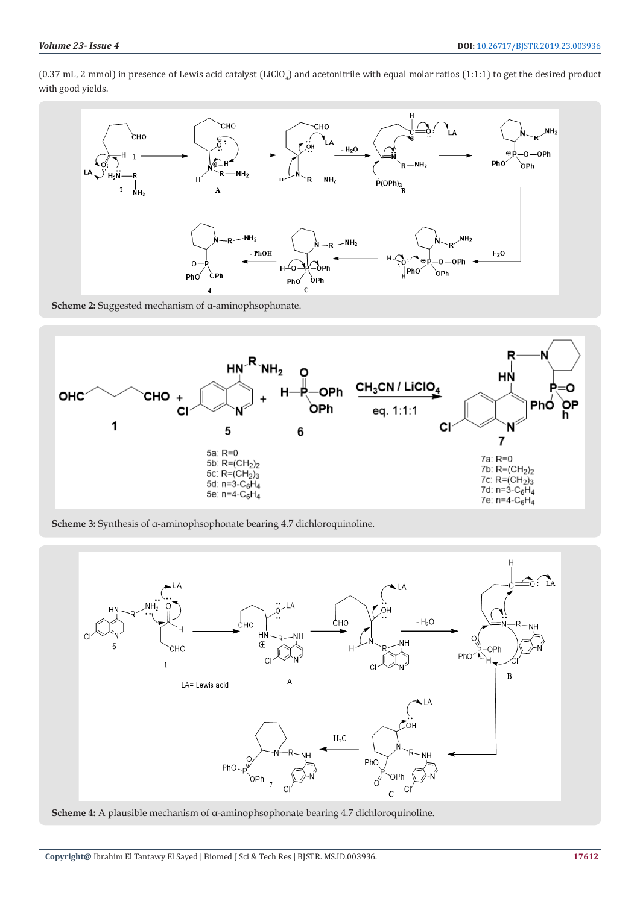(0.37 mL, 2 mmol) in presence of Lewis acid catalyst ($LiClO_4$) and acetonitrile with equal molar ratios (1:1:1) to get the desired product with good yields.

**Scheme 2:** Suggested mechanism of α-aminophsophonate.

**Scheme 3:** Synthesis of α-aminophsophonate bearing 4.7 dichloroquinoline.

**Scheme 4:** A plausible mechanism of α-aminophsophonate bearing 4.7 dichloroquinoline.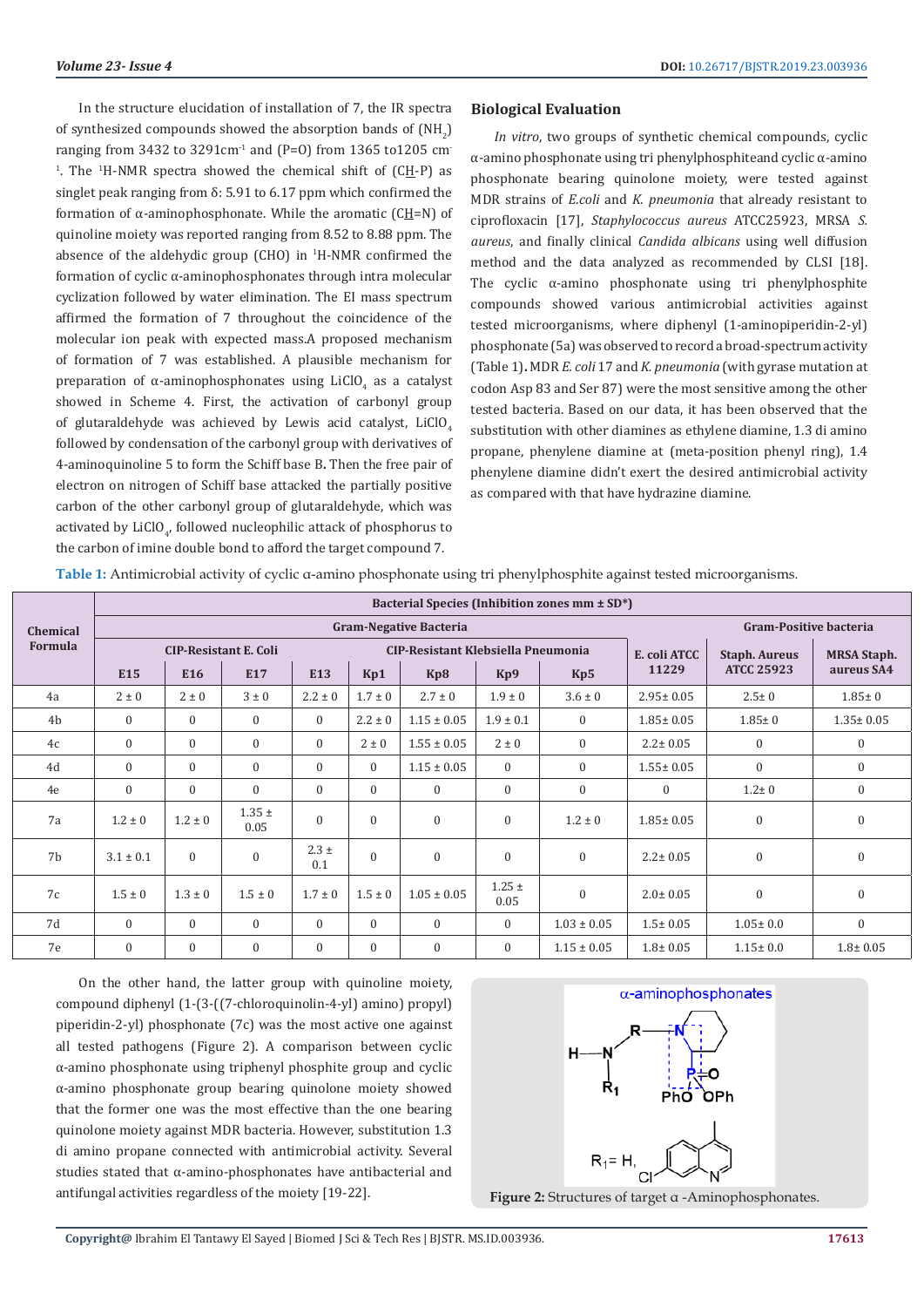In the structure elucidation of installation of 7, the IR spectra of synthesized compounds showed the absorption bands of ($NH_2$) ranging from 3432 to 3291cm$^{-1}$ and (P=O) from 1365 to1205 cm$^{-1}$. The $^1$H-NMR spectra showed the chemical shift of (C<u>H</u>-P) as singlet peak ranging from δ: 5.91 to 6.17 ppm which confirmed the formation of α-aminophosphonate. While the aromatic (C<u>H</u>=N) of quinoline moiety was reported ranging from 8.52 to 8.88 ppm. The absence of the aldehydic group (CHO) in $^1$H-NMR confirmed the formation of cyclic α-aminophosphonates through intra molecular cyclization followed by water elimination. The EI mass spectrum affirmed the formation of 7 throughout the coincidence of the molecular ion peak with expected mass.A proposed mechanism of formation of 7 was established. A plausible mechanism for preparation of α-aminophosphonates using $LiClO_4$ as a catalyst showed in Scheme 4. First, the activation of carbonyl group of glutaraldehyde was achieved by Lewis acid catalyst, $LiClO_4$ followed by condensation of the carbonyl group with derivatives of 4-aminoquinoline 5 to form the Schiff base B**.** Then the free pair of electron on nitrogen of Schiff base attacked the partially positive carbon of the other carbonyl group of glutaraldehyde, which was activated by $LiClO_4$, followed nucleophilic attack of phosphorus to the carbon of imine double bond to afford the target compound 7.

## Biological Evaluation

*In vitro*, two groups of synthetic chemical compounds, cyclic α-amino phosphonate using tri phenylphosphiteand cyclic α-amino phosphonate bearing quinolone moiety, were tested against MDR strains of *E.coli* and *K. pneumonia* that already resistant to ciprofloxacin [17], *Staphylococcus aureus* ATCC25923, MRSA *S. aureus*, and finally clinical *Candida albicans* using well diffusion method and the data analyzed as recommended by CLSI [18]. The cyclic α-amino phosphonate using tri phenylphosphite compounds showed various antimicrobial activities against tested microorganisms, where diphenyl (1-aminopiperidin-2-yl) phosphonate (5a) was observed to record a broad-spectrum activity (Table 1)**.** MDR *E. coli* 17 and *K. pneumonia* (with gyrase mutation at codon Asp 83 and Ser 87) were the most sensitive among the other tested bacteria. Based on our data, it has been observed that the substitution with other diamines as ethylene diamine, 1.3 di amino propane, phenylene diamine at (meta-position phenyl ring), 1.4 phenylene diamine didn't exert the desired antimicrobial activity as compared with that have hydrazine diamine.

**Table 1:** Antimicrobial activity of cyclic α-amino phosphonate using tri phenylphosphite against tested microorganisms.

| Chemical Formula | Bacterial Species (Inhibition zones mm ± SD*) | | | | | | | | | | |
|---|---|---|---|---|---|---|---|---|---|---|---|
| | Gram-Negative Bacteria | | | | | | | | | Gram-Positive bacteria | |
| | CIP-Resistant E. Coli | | | CIP-Resistant Klebsiella Pneumonia | | | | | E. coli ATCC 11229 | Staph. Aureus ATCC 25923 | MRSA Staph. aureus SA4 |
| | E15 | E16 | E17 | E13 | Kp1 | Kp8 | Kp9 | Kp5 | | | |
| 4a | 2 ± 0 | 2 ± 0 | 3 ± 0 | 2.2 ± 0 | 1.7 ± 0 | 2.7 ± 0 | 1.9 ± 0 | 3.6 ± 0 | 2.95± 0.05 | 2.5± 0 | 1.85± 0 |
| 4b | 0 | 0 | 0 | 0 | 2.2 ± 0 | 1.15 ± 0.05 | 1.9 ± 0.1 | 0 | 1.85± 0.05 | 1.85± 0 | 1.35± 0.05 |
| 4c | 0 | 0 | 0 | 0 | 2 ± 0 | 1.55 ± 0.05 | 2 ± 0 | 0 | 2.2± 0.05 | 0 | 0 |
| 4d | 0 | 0 | 0 | 0 | 0 | 1.15 ± 0.05 | 0 | 0 | 1.55± 0.05 | 0 | 0 |
| 4e | 0 | 0 | 0 | 0 | 0 | 0 | 0 | 0 | 0 | 1.2± 0 | 0 |
| 7a | 1.2 ± 0 | 1.2 ± 0 | 1.35 ± 0.05 | 0 | 0 | 0 | 0 | 1.2 ± 0 | 1.85± 0.05 | 0 | 0 |
| 7b | 3.1 ± 0.1 | 0 | 0 | 2.3 ± 0.1 | 0 | 0 | 0 | 0 | 2.2± 0.05 | 0 | 0 |
| 7c | 1.5 ± 0 | 1.3 ± 0 | 1.5 ± 0 | 1.7 ± 0 | 1.5 ± 0 | 1.05 ± 0.05 | 1.25 ± 0.05 | 0 | 2.0± 0.05 | 0 | 0 |
| 7d | 0 | 0 | 0 | 0 | 0 | 0 | 0 | 1.03 ± 0.05 | 1.5± 0.05 | 1.05± 0.0 | 0 |
| 7e | 0 | 0 | 0 | 0 | 0 | 0 | 0 | 1.15 ± 0.05 | 1.8± 0.05 | 1.15± 0.0 | 1.8± 0.05 |

On the other hand, the latter group with quinoline moiety, compound diphenyl (1-(3-((7-chloroquinolin-4-yl) amino) propyl) piperidin-2-yl) phosphonate (7c) was the most active one against all tested pathogens (Figure 2). A comparison between cyclic α-amino phosphonate using triphenyl phosphite group and cyclic α-amino phosphonate group bearing quinolone moiety showed that the former one was the most effective than the one bearing quinolone moiety against MDR bacteria. However, substitution 1.3 di amino propane connected with antimicrobial activity. Several studies stated that α-amino-phosphonates have antibacterial and antifungal activities regardless of the moiety [19-22].

**Figure 2:** Structures of target α -Aminophosphonates.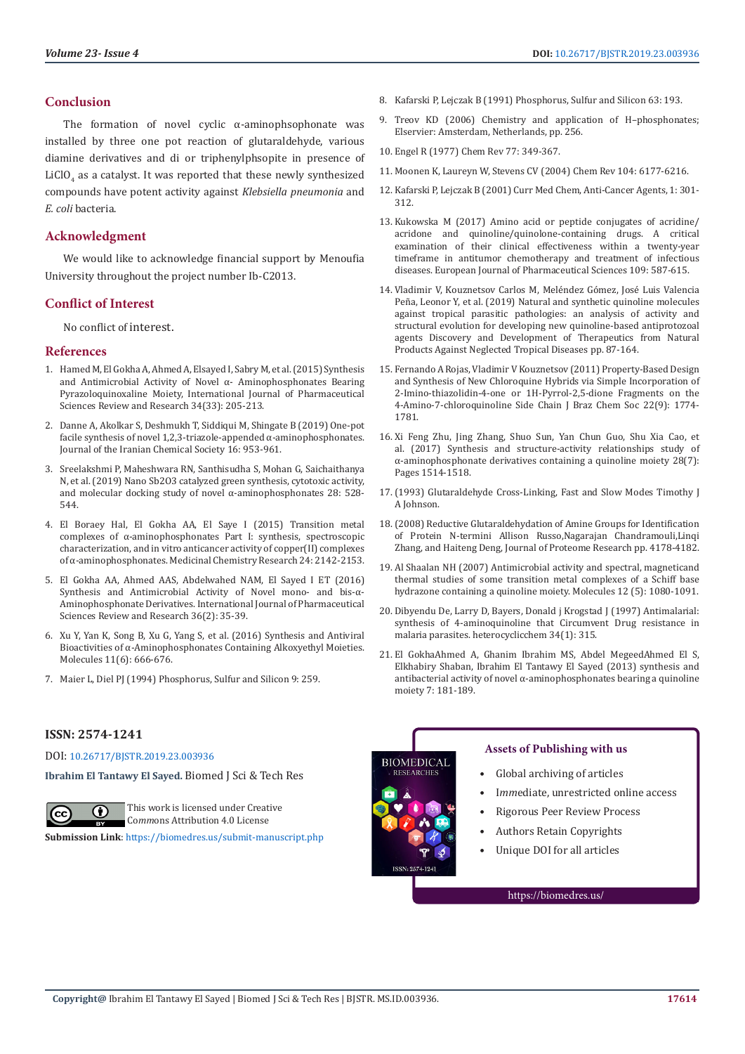## Conclusion

The formation of novel cyclic α-aminophsophonate was installed by three one pot reaction of glutaraldehyde, various diamine derivatives and di or triphenylphsopite in presence of $LiClO_4$ as a catalyst. It was reported that these newly synthesized compounds have potent activity against *Klebsiella pneumonia* and *E. coli* bacteria.

## Acknowledgment

We would like to acknowledge financial support by Menoufia University throughout the project number Ib-C2013.

## Conflict of Interest

No conflict of interest.

## References

1. Hamed M, El Gokha A, Ahmed A, Elsayed I, Sabry M, et al. (2015) Synthesis and Antimicrobial Activity of Novel α- Aminophosphonates Bearing Pyrazoloquinoxaline Moiety, International Journal of Pharmaceutical Sciences Review and Research 34(33): 205-213.
2. Danne A, Akolkar S, Deshmukh T, Siddiqui M, Shingate B (2019) One-pot facile synthesis of novel 1,2,3-triazole-appended α-aminophosphonates. Journal of the Iranian Chemical Society 16: 953-961.
3. Sreelakshmi P, Maheshwara RN, Santhisudha S, Mohan G, Saichaithanya N, et al. (2019) Nano Sb2O3 catalyzed green synthesis, cytotoxic activity, and molecular docking study of novel α-aminophosphonates 28: 528-544.
4. El Boraey Hal, El Gokha AA, El Saye I (2015) Transition metal complexes of α-aminophosphonates Part I: synthesis, spectroscopic characterization, and in vitro anticancer activity of copper(II) complexes of α-aminophosphonates. Medicinal Chemistry Research 24: 2142-2153.
5. El Gokha AA, Ahmed AAS, Abdelwahed NAM, El Sayed I ET (2016) Synthesis and Antimicrobial Activity of Novel mono- and bis-α-Aminophosphonate Derivatives. International Journal of Pharmaceutical Sciences Review and Research 36(2): 35-39.
6. Xu Y, Yan K, Song B, Xu G, Yang S, et al. (2016) Synthesis and Antiviral Bioactivities of α-Aminophosphonates Containing Alkoxyethyl Moieties. Molecules 11(6): 666-676.
7. Maier L, Diel PJ (1994) Phosphorus, Sulfur and Silicon 9: 259.
8. Kafarski P, Lejczak B (1991) Phosphorus, Sulfur and Silicon 63: 193.
9. Treov KD (2006) Chemistry and application of H–phosphonates; Elservier: Amsterdam, Netherlands, pp. 256.
10. Engel R (1977) Chem Rev 77: 349-367.
11. Moonen K, Laureyn W, Stevens CV (2004) Chem Rev 104: 6177-6216.
12. Kafarski P, Lejczak B (2001) Curr Med Chem, Anti-Cancer Agents, 1: 301-312.
13. Kukowska M (2017) Amino acid or peptide conjugates of acridine/acridone and quinoline/quinolone-containing drugs. A critical examination of their clinical effectiveness within a twenty-year timeframe in antitumor chemotherapy and treatment of infectious diseases. European Journal of Pharmaceutical Sciences 109: 587-615.
14. Vladimir V, Kouznetsov Carlos M, Meléndez Gómez, José Luis Valencia Peña, Leonor Y, et al. (2019) Natural and synthetic quinoline molecules against tropical parasitic pathologies: an analysis of activity and structural evolution for developing new quinoline-based antiprotozoal agents Discovery and Development of Therapeutics from Natural Products Against Neglected Tropical Diseases pp. 87-164.
15. Fernando A Rojas, Vladimir V Kouznetsov (2011) Property-Based Design and Synthesis of New Chloroquine Hybrids via Simple Incorporation of 2-Imino-thiazolidin-4-one or 1H-Pyrrol-2,5-dione Fragments on the 4-Amino-7-chloroquinoline Side Chain J Braz Chem Soc 22(9): 1774-1781.
16. Xi Feng Zhu, Jing Zhang, Shuo Sun, Yan Chun Guo, Shu Xia Cao, et al. (2017) Synthesis and structure-activity relationships study of α-aminophosphonate derivatives containing a quinoline moiety 28(7): Pages 1514-1518.
17. (1993) Glutaraldehyde Cross-Linking, Fast and Slow Modes Timothy J A Johnson.
18. (2008) Reductive Glutaraldehydation of Amine Groups for Identification of Protein N-termini Allison Russo,Nagarajan Chandramouli,Linqi Zhang, and Haiteng Deng, Journal of Proteome Research pp. 4178-4182.
19. Al Shaalan NH (2007) Antimicrobial activity and spectral, magneticand thermal studies of some transition metal complexes of a Schiff base hydrazone containing a quinoline moiety. Molecules 12 (5): 1080-1091.
20. Dibyendu De, Larry D, Bayers, Donald j Krogstad J (1997) Antimalarial: synthesis of 4-aminoquinoline that Circumvent Drug resistance in malaria parasites. heterocyclicchem 34(1): 315.
21. El GokhaAhmed A, Ghanim Ibrahim MS, Abdel MegeedAhmed El S, Elkhabiry Shaban, Ibrahim El Tantawy El Sayed (2013) synthesis and antibacterial activity of novel α-aminophosphonates bearing a quinoline moiety 7: 181-189.

**ISSN: 2574-1241**

DOI: 10.26717/BJSTR.2019.23.003936

**Ibrahim El Tantawy El Sayed.** Biomed J Sci & Tech Res

This work is licensed under Creative Commons Attribution 4.0 License

**Submission Link**: https://biomedres.us/submit-manuscript.php

BIOMEDICAL RESEARCHES

ISSN: 2574-1241

### Assets of Publishing with us

- Global archiving of articles
- Immediate, unrestricted online access
- Rigorous Peer Review Process
- Authors Retain Copyrights
- Unique DOI for all articles

https://biomedres.us/